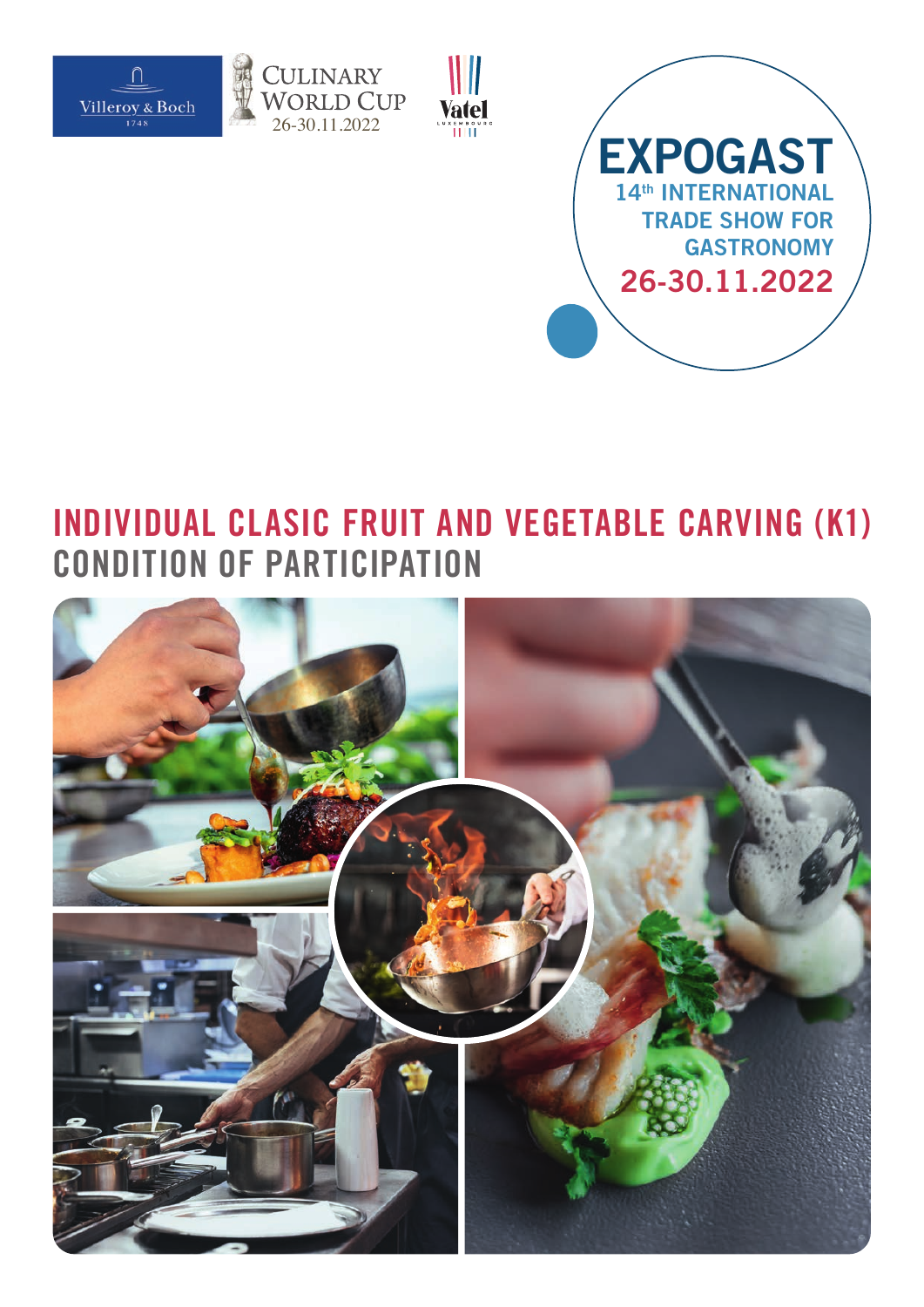Villeroy & Boch 1748

CULINARY WORLD CUP 26-30.11.2022

Vatel LUXEMBOURG

# EXPOGAST

14th INTERNATIONAL TRADE SHOW FOR GASTRONOMY

26-30.11.2022

# INDIVIDUAL CLASIC FRUIT AND VEGETABLE CARVING (K1)

## CONDITION OF PARTICIPATION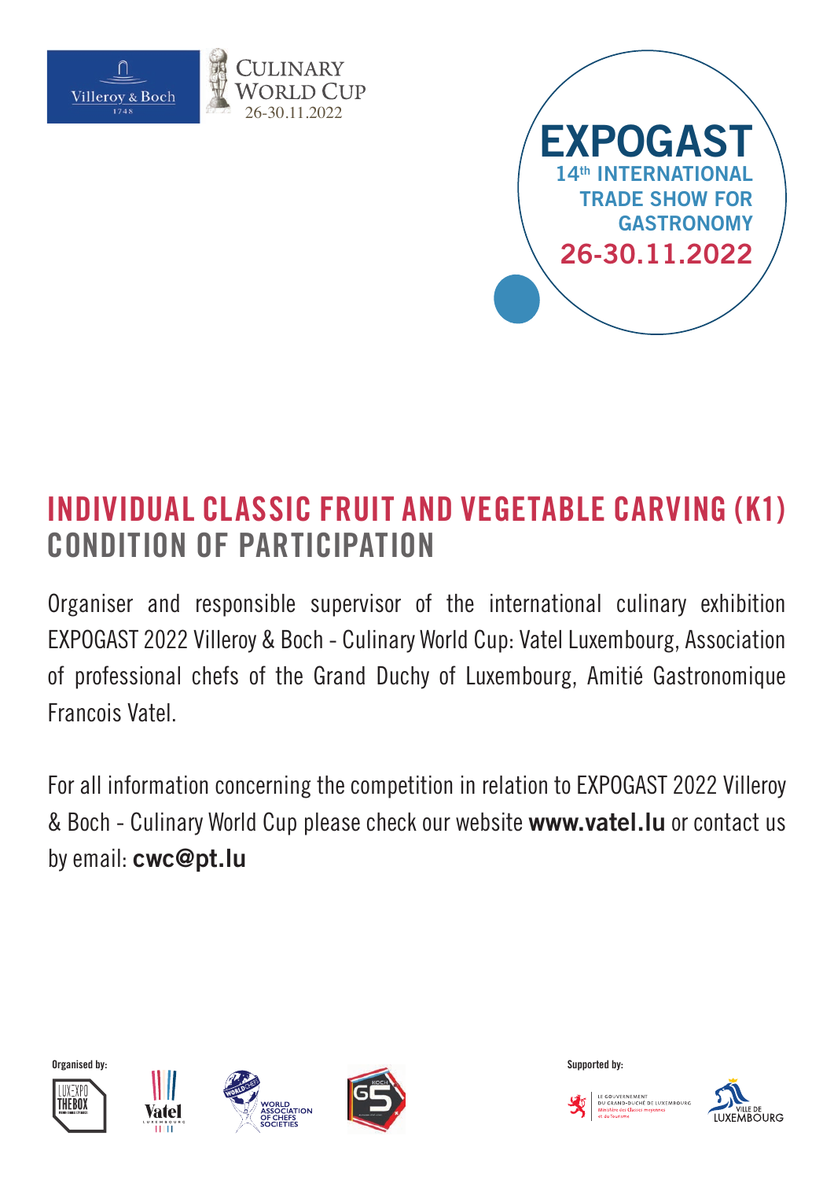Villeroy & Boch 1748

CULINARY WORLD CUP 26-30.11.2022

# EXPOGAST

14th INTERNATIONAL TRADE SHOW FOR GASTRONOMY

26-30.11.2022

## INDIVIDUAL CLASSIC FRUIT AND VEGETABLE CARVING (K1)

## CONDITION OF PARTICIPATION

Organiser and responsible supervisor of the international culinary exhibition EXPOGAST 2022 Villeroy & Boch - Culinary World Cup: Vatel Luxembourg, Association of professional chefs of the Grand Duchy of Luxembourg, Amitié Gastronomique Francois Vatel.

For all information concerning the competition in relation to EXPOGAST 2022 Villeroy & Boch - Culinary World Cup please check our website **www.vatel.lu** or contact us by email: **cwc@pt.lu**

Organised by: LUXEXPO THE BOX, Vatel Luxembourg, World Association of Chefs Societies, Koch G5

Supported by: Le Gouvernement du Grand-Duché de Luxembourg, Ministère des Classes moyennes et du Tourisme; Ville de Luxembourg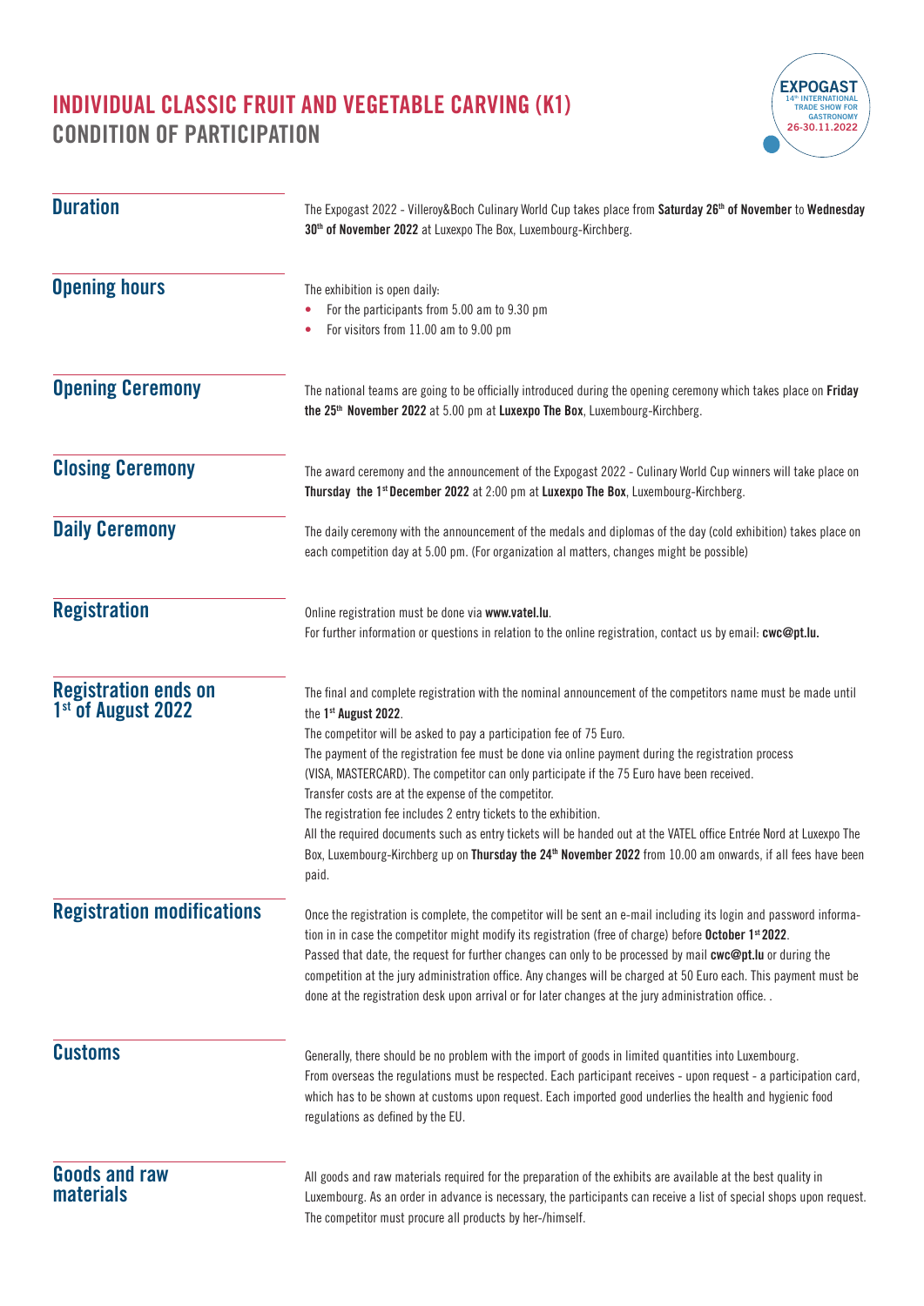# INDIVIDUAL CLASSIC FRUIT AND VEGETABLE CARVING (K1)
## CONDITION OF PARTICIPATION

EXPOGAST 14th INTERNATIONAL TRADE SHOW FOR GASTRONOMY 26-30.11.2022

### Duration

The Expogast 2022 - Villeroy&Boch Culinary World Cup takes place from **Saturday 26th of November** to **Wednesday 30th of November 2022** at Luxexpo The Box, Luxembourg-Kirchberg.

### Opening hours

The exhibition is open daily:

- For the participants from 5.00 am to 9.30 pm
- For visitors from 11.00 am to 9.00 pm

### Opening Ceremony

The national teams are going to be officially introduced during the opening ceremony which takes place on **Friday the 25th November 2022** at 5.00 pm at **Luxexpo The Box**, Luxembourg-Kirchberg.

### Closing Ceremony

The award ceremony and the announcement of the Expogast 2022 - Culinary World Cup winners will take place on **Thursday the 1st December 2022** at 2:00 pm at **Luxexpo The Box**, Luxembourg-Kirchberg.

### Daily Ceremony

The daily ceremony with the announcement of the medals and diplomas of the day (cold exhibition) takes place on each competition day at 5.00 pm. (For organization al matters, changes might be possible)

### Registration

Online registration must be done via **www.vatel.lu**.
For further information or questions in relation to the online registration, contact us by email: **cwc@pt.lu.**

### Registration ends on 1st of August 2022

The final and complete registration with the nominal announcement of the competitors name must be made until the **1st August 2022**.
The competitor will be asked to pay a participation fee of 75 Euro.
The payment of the registration fee must be done via online payment during the registration process (VISA, MASTERCARD). The competitor can only participate if the 75 Euro have been received.
Transfer costs are at the expense of the competitor.
The registration fee includes 2 entry tickets to the exhibition.
All the required documents such as entry tickets will be handed out at the VATEL office Entrée Nord at Luxexpo The Box, Luxembourg-Kirchberg up on **Thursday the 24th November 2022** from 10.00 am onwards, if all fees have been paid.

### Registration modifications

Once the registration is complete, the competitor will be sent an e-mail including its login and password information in in case the competitor might modify its registration (free of charge) before **October 1st 2022**.
Passed that date, the request for further changes can only to be processed by mail **cwc@pt.lu** or during the competition at the jury administration office. Any changes will be charged at 50 Euro each. This payment must be done at the registration desk upon arrival or for later changes at the jury administration office. .

### Customs

Generally, there should be no problem with the import of goods in limited quantities into Luxembourg.
From overseas the regulations must be respected. Each participant receives - upon request - a participation card, which has to be shown at customs upon request. Each imported good underlies the health and hygienic food regulations as defined by the EU.

### Goods and raw materials

All goods and raw materials required for the preparation of the exhibits are available at the best quality in Luxembourg. As an order in advance is necessary, the participants can receive a list of special shops upon request. The competitor must procure all products by her-/himself.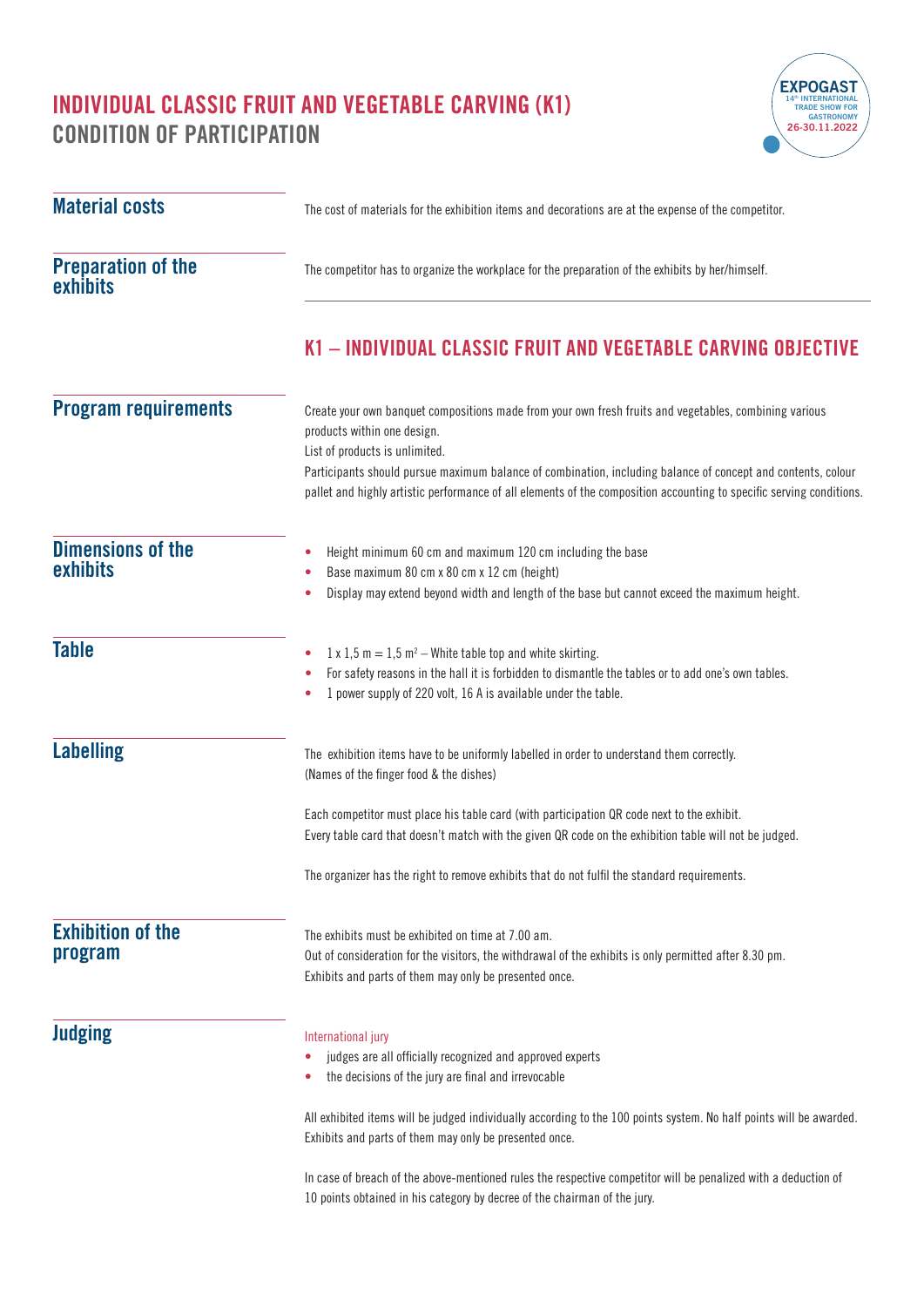# INDIVIDUAL CLASSIC FRUIT AND VEGETABLE CARVING (K1)
## CONDITION OF PARTICIPATION

EXPOGAST
14th INTERNATIONAL TRADE SHOW FOR GASTRONOMY
26-30.11.2022

### Material costs

The cost of materials for the exhibition items and decorations are at the expense of the competitor.

### Preparation of the exhibits

The competitor has to organize the workplace for the preparation of the exhibits by her/himself.

## K1 – INDIVIDUAL CLASSIC FRUIT AND VEGETABLE CARVING OBJECTIVE

### Program requirements

Create your own banquet compositions made from your own fresh fruits and vegetables, combining various products within one design.
List of products is unlimited.
Participants should pursue maximum balance of combination, including balance of concept and contents, colour pallet and highly artistic performance of all elements of the composition accounting to specific serving conditions.

### Dimensions of the exhibits

- Height minimum 60 cm and maximum 120 cm including the base
- Base maximum 80 cm x 80 cm x 12 cm (height)
- Display may extend beyond width and length of the base but cannot exceed the maximum height.

### Table

- 1 x 1,5 m = 1,5 m² – White table top and white skirting.
- For safety reasons in the hall it is forbidden to dismantle the tables or to add one's own tables.
- 1 power supply of 220 volt, 16 A is available under the table.

### Labelling

The exhibition items have to be uniformly labelled in order to understand them correctly.
(Names of the finger food & the dishes)

Each competitor must place his table card (with participation QR code next to the exhibit.
Every table card that doesn't match with the given QR code on the exhibition table will not be judged.

The organizer has the right to remove exhibits that do not fulfil the standard requirements.

### Exhibition of the program

The exhibits must be exhibited on time at 7.00 am.
Out of consideration for the visitors, the withdrawal of the exhibits is only permitted after 8.30 pm.
Exhibits and parts of them may only be presented once.

### Judging

International jury

- judges are all officially recognized and approved experts
- the decisions of the jury are final and irrevocable

All exhibited items will be judged individually according to the 100 points system. No half points will be awarded.
Exhibits and parts of them may only be presented once.

In case of breach of the above-mentioned rules the respective competitor will be penalized with a deduction of 10 points obtained in his category by decree of the chairman of the jury.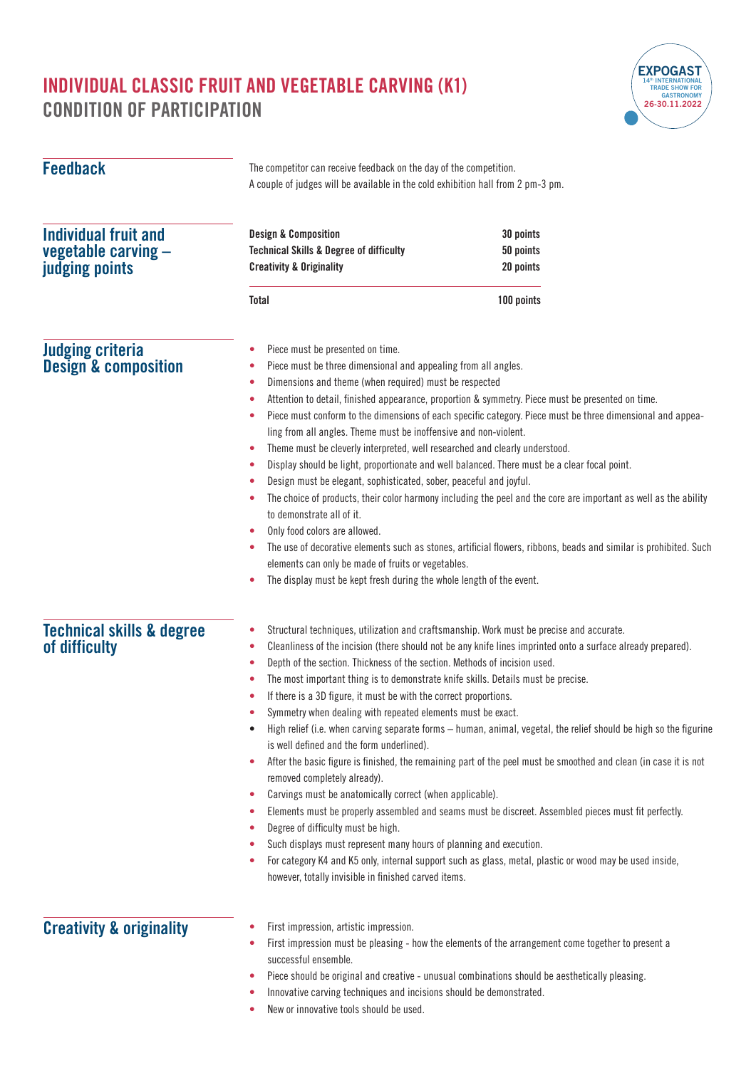# INDIVIDUAL CLASSIC FRUIT AND VEGETABLE CARVING (K1)
## CONDITION OF PARTICIPATION

EXPOGAST
14th INTERNATIONAL TRADE SHOW FOR GASTRONOMY
26-30.11.2022

### Feedback

The competitor can receive feedback on the day of the competition.
A couple of judges will be available in the cold exhibition hall from 2 pm-3 pm.

### Individual fruit and vegetable carving – judging points

| | |
|---|---|
| **Design & Composition** | **30 points** |
| **Technical Skills & Degree of difficulty** | **50 points** |
| **Creativity & Originality** | **20 points** |
| **Total** | **100 points** |

### Judging criteria Design & composition

- Piece must be presented on time.
- Piece must be three dimensional and appealing from all angles.
- Dimensions and theme (when required) must be respected
- Attention to detail, finished appearance, proportion & symmetry. Piece must be presented on time.
- Piece must conform to the dimensions of each specific category. Piece must be three dimensional and appealing from all angles. Theme must be inoffensive and non-violent.
- Theme must be cleverly interpreted, well researched and clearly understood.
- Display should be light, proportionate and well balanced. There must be a clear focal point.
- Design must be elegant, sophisticated, sober, peaceful and joyful.
- The choice of products, their color harmony including the peel and the core are important as well as the ability to demonstrate all of it.
- Only food colors are allowed.
- The use of decorative elements such as stones, artificial flowers, ribbons, beads and similar is prohibited. Such elements can only be made of fruits or vegetables.
- The display must be kept fresh during the whole length of the event.

### Technical skills & degree of difficulty

- Structural techniques, utilization and craftsmanship. Work must be precise and accurate.
- Cleanliness of the incision (there should not be any knife lines imprinted onto a surface already prepared).
- Depth of the section. Thickness of the section. Methods of incision used.
- The most important thing is to demonstrate knife skills. Details must be precise.
- If there is a 3D figure, it must be with the correct proportions.
- Symmetry when dealing with repeated elements must be exact.
- High relief (i.e. when carving separate forms – human, animal, vegetal, the relief should be high so the figurine is well defined and the form underlined).
- After the basic figure is finished, the remaining part of the peel must be smoothed and clean (in case it is not removed completely already).
- Carvings must be anatomically correct (when applicable).
- Elements must be properly assembled and seams must be discreet. Assembled pieces must fit perfectly.
- Degree of difficulty must be high.
- Such displays must represent many hours of planning and execution.
- For category K4 and K5 only, internal support such as glass, metal, plastic or wood may be used inside, however, totally invisible in finished carved items.

### Creativity & originality

- First impression, artistic impression.
- First impression must be pleasing - how the elements of the arrangement come together to present a successful ensemble.
- Piece should be original and creative - unusual combinations should be aesthetically pleasing.
- Innovative carving techniques and incisions should be demonstrated.
- New or innovative tools should be used.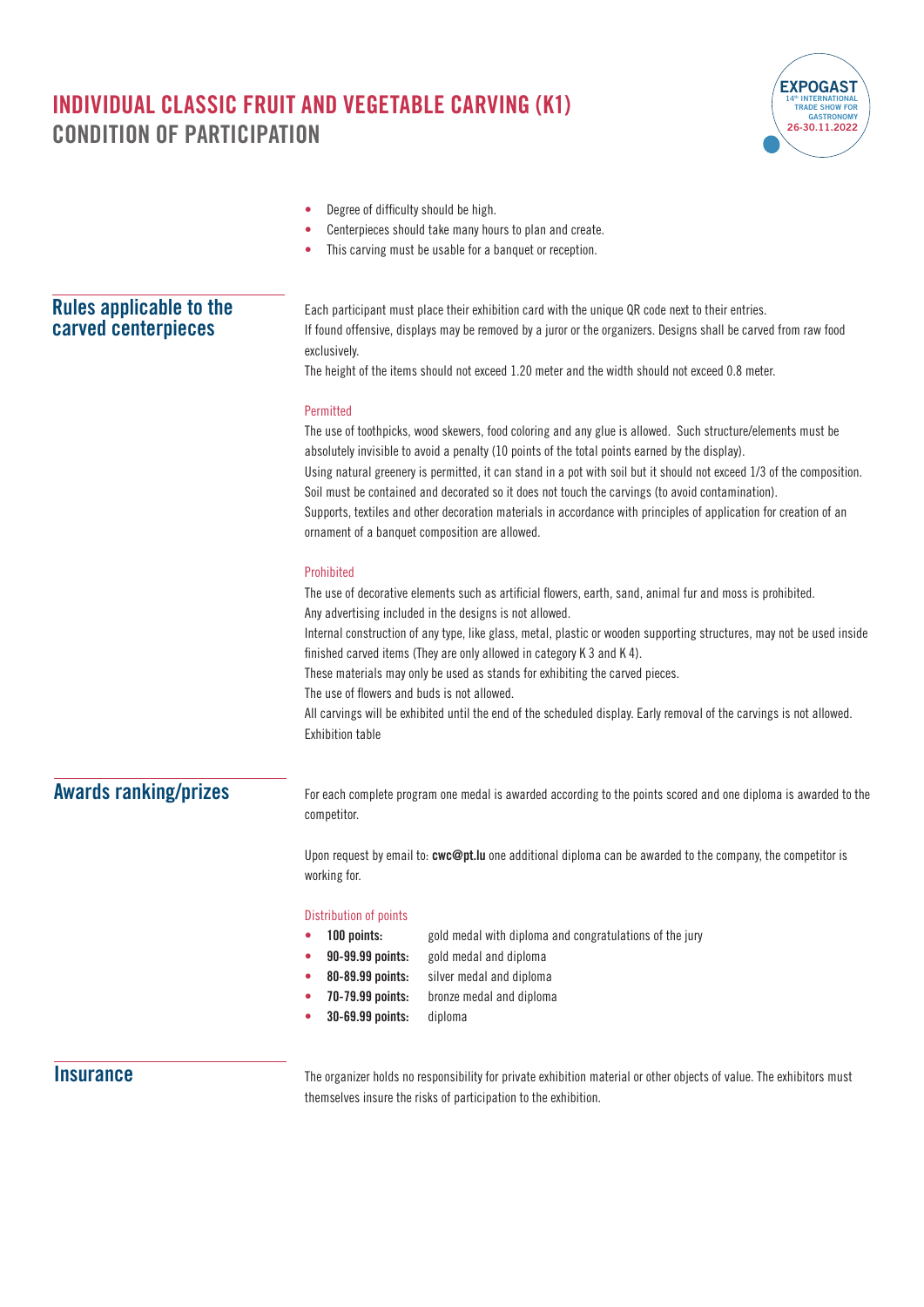# INDIVIDUAL CLASSIC FRUIT AND VEGETABLE CARVING (K1)
## CONDITION OF PARTICIPATION

- Degree of difficulty should be high.
- Centerpieces should take many hours to plan and create.
- This carving must be usable for a banquet or reception.

## Rules applicable to the carved centerpieces

Each participant must place their exhibition card with the unique QR code next to their entries.
If found offensive, displays may be removed by a juror or the organizers. Designs shall be carved from raw food exclusively.
The height of the items should not exceed 1.20 meter and the width should not exceed 0.8 meter.

### Permitted

The use of toothpicks, wood skewers, food coloring and any glue is allowed. Such structure/elements must be absolutely invisible to avoid a penalty (10 points of the total points earned by the display).
Using natural greenery is permitted, it can stand in a pot with soil but it should not exceed 1/3 of the composition. Soil must be contained and decorated so it does not touch the carvings (to avoid contamination).
Supports, textiles and other decoration materials in accordance with principles of application for creation of an ornament of a banquet composition are allowed.

### Prohibited

The use of decorative elements such as artificial flowers, earth, sand, animal fur and moss is prohibited.
Any advertising included in the designs is not allowed.
Internal construction of any type, like glass, metal, plastic or wooden supporting structures, may not be used inside finished carved items (They are only allowed in category K 3 and K 4).
These materials may only be used as stands for exhibiting the carved pieces.
The use of flowers and buds is not allowed.
All carvings will be exhibited until the end of the scheduled display. Early removal of the carvings is not allowed.
Exhibition table

## Awards ranking/prizes

For each complete program one medal is awarded according to the points scored and one diploma is awarded to the competitor.

Upon request by email to: **cwc@pt.lu** one additional diploma can be awarded to the company, the competitor is working for.

### Distribution of points

- **100 points:** gold medal with diploma and congratulations of the jury
- **90-99.99 points:** gold medal and diploma
- **80-89.99 points:** silver medal and diploma
- **70-79.99 points:** bronze medal and diploma
- **30-69.99 points:** diploma

## Insurance

The organizer holds no responsibility for private exhibition material or other objects of value. The exhibitors must themselves insure the risks of participation to the exhibition.